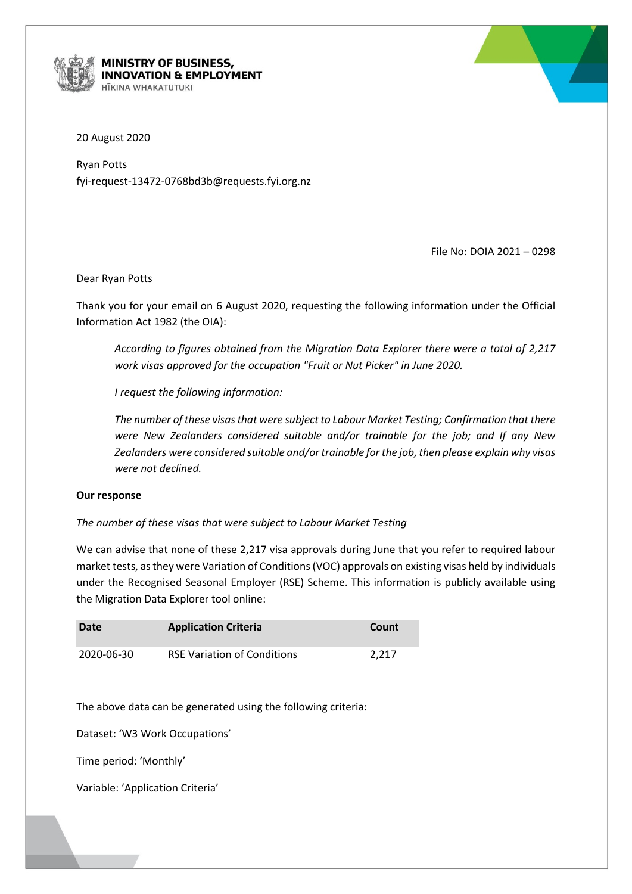**MINISTRY OF BUSINESS, INNOVATION & EMPLOYMENT**
HĪKINA WHAKATUTUKI

20 August 2020

Ryan Potts
fyi-request-13472-0768bd3b@requests.fyi.org.nz

File No: DOIA 2021 – 0298

Dear Ryan Potts

Thank you for your email on 6 August 2020, requesting the following information under the Official Information Act 1982 (the OIA):

> *According to figures obtained from the Migration Data Explorer there were a total of 2,217 work visas approved for the occupation "Fruit or Nut Picker" in June 2020.*
>
> *I request the following information:*
>
> *The number of these visas that were subject to Labour Market Testing; Confirmation that there were New Zealanders considered suitable and/or trainable for the job; and If any New Zealanders were considered suitable and/or trainable for the job, then please explain why visas were not declined.*

**Our response**

*The number of these visas that were subject to Labour Market Testing*

We can advise that none of these 2,217 visa approvals during June that you refer to required labour market tests, as they were Variation of Conditions (VOC) approvals on existing visas held by individuals under the Recognised Seasonal Employer (RSE) Scheme. This information is publicly available using the Migration Data Explorer tool online:

| Date | Application Criteria | Count |
|---|---|---|
| 2020-06-30 | RSE Variation of Conditions | 2,217 |

The above data can be generated using the following criteria:

Dataset: 'W3 Work Occupations'

Time period: 'Monthly'

Variable: 'Application Criteria'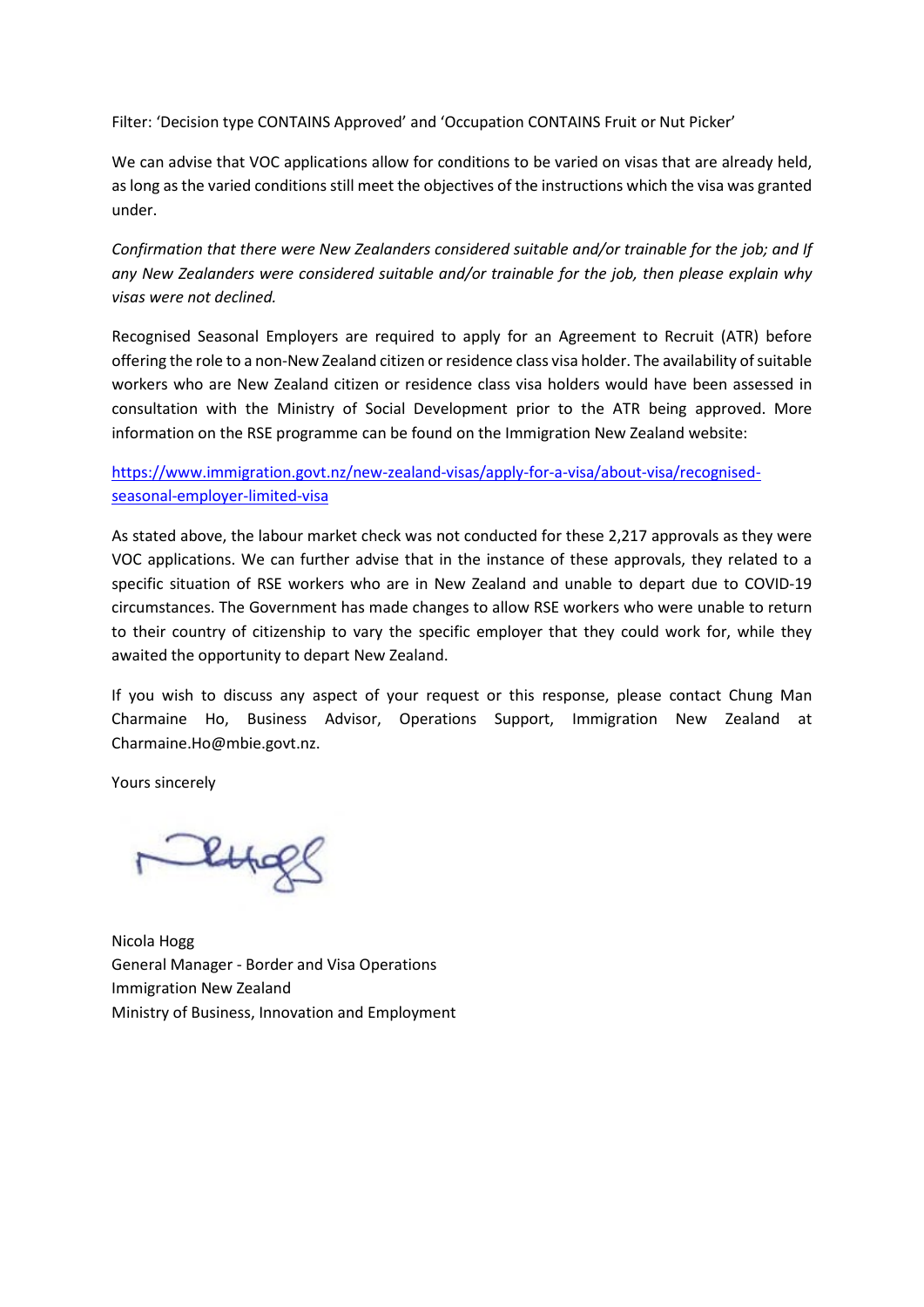Filter: 'Decision type CONTAINS Approved' and 'Occupation CONTAINS Fruit or Nut Picker'

We can advise that VOC applications allow for conditions to be varied on visas that are already held, as long as the varied conditions still meet the objectives of the instructions which the visa was granted under.

*Confirmation that there were New Zealanders considered suitable and/or trainable for the job; and If any New Zealanders were considered suitable and/or trainable for the job, then please explain why visas were not declined.*

Recognised Seasonal Employers are required to apply for an Agreement to Recruit (ATR) before offering the role to a non-New Zealand citizen or residence class visa holder. The availability of suitable workers who are New Zealand citizen or residence class visa holders would have been assessed in consultation with the Ministry of Social Development prior to the ATR being approved. More information on the RSE programme can be found on the Immigration New Zealand website:

[https://www.immigration.govt.nz/new-zealand-visas/apply-for-a-visa/about-visa/recognised-seasonal-employer-limited-visa](https://www.immigration.govt.nz/new-zealand-visas/apply-for-a-visa/about-visa/recognised-seasonal-employer-limited-visa)

As stated above, the labour market check was not conducted for these 2,217 approvals as they were VOC applications. We can further advise that in the instance of these approvals, they related to a specific situation of RSE workers who are in New Zealand and unable to depart due to COVID-19 circumstances. The Government has made changes to allow RSE workers who were unable to return to their country of citizenship to vary the specific employer that they could work for, while they awaited the opportunity to depart New Zealand.

If you wish to discuss any aspect of your request or this response, please contact Chung Man Charmaine Ho, Business Advisor, Operations Support, Immigration New Zealand at Charmaine.Ho@mbie.govt.nz.

Yours sincerely

Nicola Hogg
General Manager - Border and Visa Operations
Immigration New Zealand
Ministry of Business, Innovation and Employment